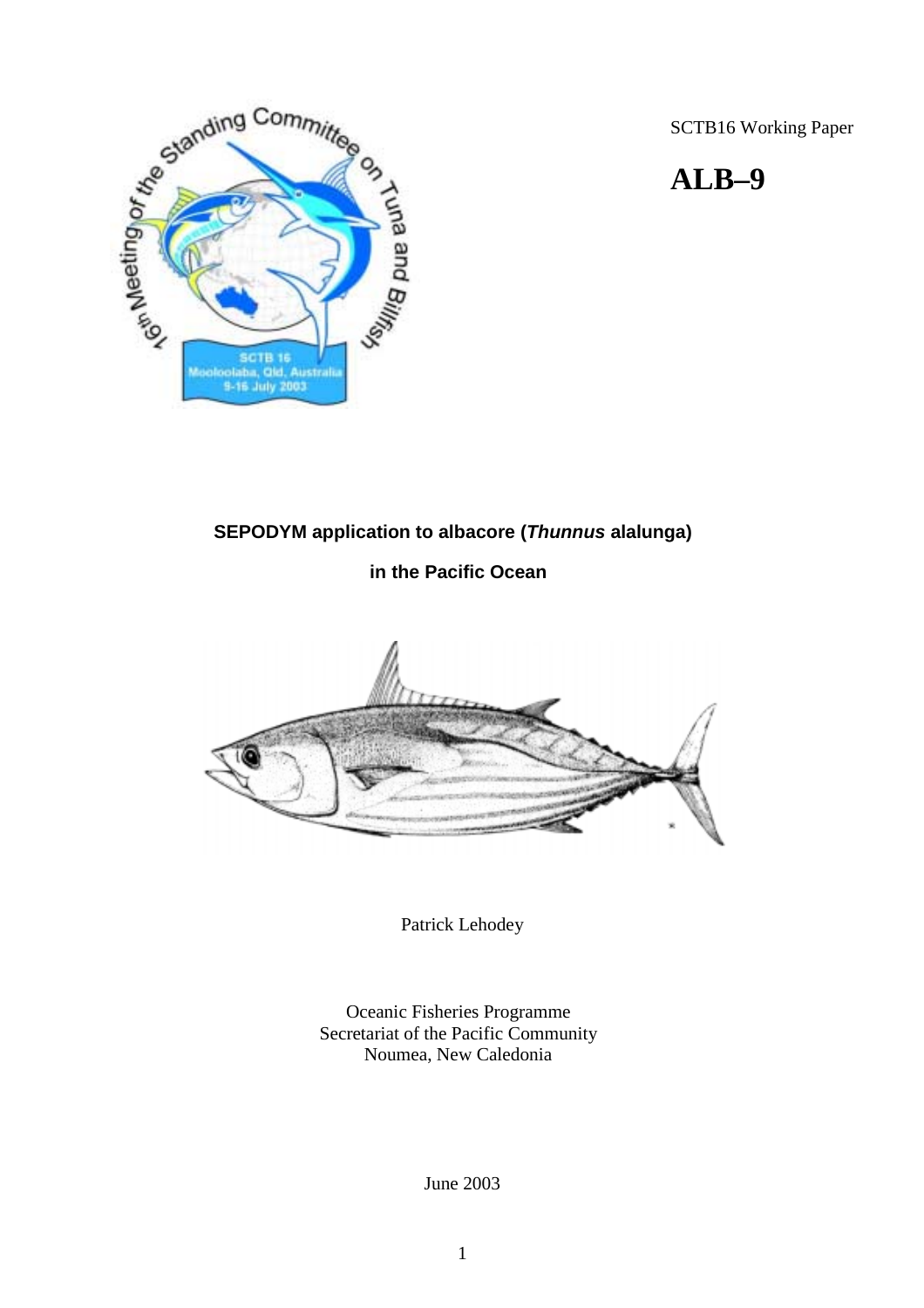SCTB16 Working Paper

# ALB–9

## SEPODYM application to albacore (*Thunnus* alalunga)

## in the Pacific Ocean

Patrick Lehodey

Oceanic Fisheries Programme
Secretariat of the Pacific Community
Noumea, New Caledonia

June 2003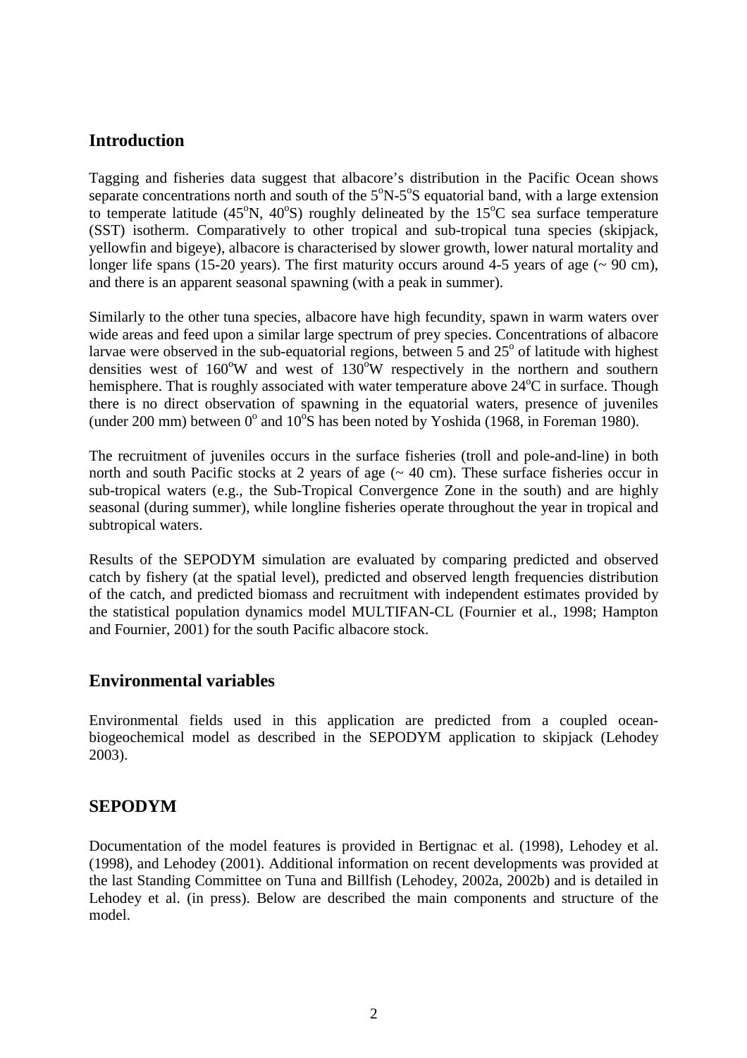## Introduction

Tagging and fisheries data suggest that albacore's distribution in the Pacific Ocean shows separate concentrations north and south of the $5^{o}$N-$5^{o}$S equatorial band, with a large extension to temperate latitude ($45^{o}$N, $40^{o}$S) roughly delineated by the $15^{o}$C sea surface temperature (SST) isotherm. Comparatively to other tropical and sub-tropical tuna species (skipjack, yellowfin and bigeye), albacore is characterised by slower growth, lower natural mortality and longer life spans (15-20 years). The first maturity occurs around 4-5 years of age (~ 90 cm), and there is an apparent seasonal spawning (with a peak in summer).

Similarly to the other tuna species, albacore have high fecundity, spawn in warm waters over wide areas and feed upon a similar large spectrum of prey species. Concentrations of albacore larvae were observed in the sub-equatorial regions, between 5 and $25^{o}$ of latitude with highest densities west of $160^{o}$W and west of $130^{o}$W respectively in the northern and southern hemisphere. That is roughly associated with water temperature above $24^{o}$C in surface. Though there is no direct observation of spawning in the equatorial waters, presence of juveniles (under 200 mm) between $0^{o}$ and $10^{o}$S has been noted by Yoshida (1968, in Foreman 1980).

The recruitment of juveniles occurs in the surface fisheries (troll and pole-and-line) in both north and south Pacific stocks at 2 years of age (~ 40 cm). These surface fisheries occur in sub-tropical waters (e.g., the Sub-Tropical Convergence Zone in the south) and are highly seasonal (during summer), while longline fisheries operate throughout the year in tropical and subtropical waters.

Results of the SEPODYM simulation are evaluated by comparing predicted and observed catch by fishery (at the spatial level), predicted and observed length frequencies distribution of the catch, and predicted biomass and recruitment with independent estimates provided by the statistical population dynamics model MULTIFAN-CL (Fournier et al., 1998; Hampton and Fournier, 2001) for the south Pacific albacore stock.

## Environmental variables

Environmental fields used in this application are predicted from a coupled ocean-biogeochemical model as described in the SEPODYM application to skipjack (Lehodey 2003).

## SEPODYM

Documentation of the model features is provided in Bertignac et al. (1998), Lehodey et al. (1998), and Lehodey (2001). Additional information on recent developments was provided at the last Standing Committee on Tuna and Billfish (Lehodey, 2002a, 2002b) and is detailed in Lehodey et al. (in press). Below are described the main components and structure of the model.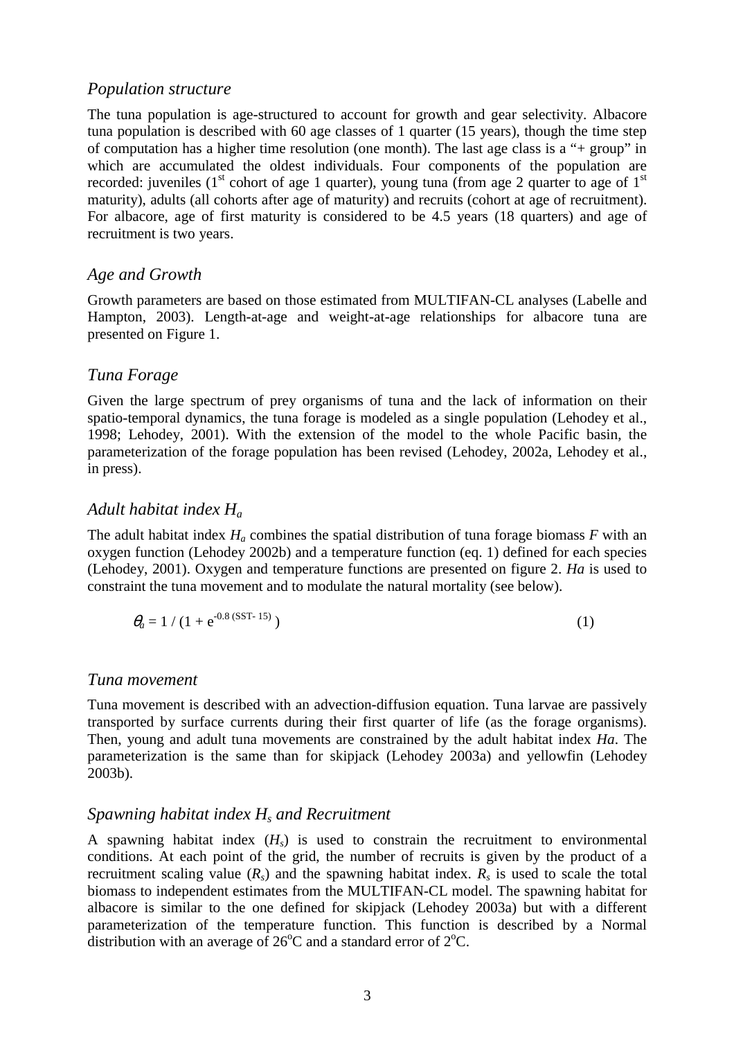### *Population structure*

The tuna population is age-structured to account for growth and gear selectivity. Albacore tuna population is described with 60 age classes of 1 quarter (15 years), though the time step of computation has a higher time resolution (one month). The last age class is a "+ group" in which are accumulated the oldest individuals. Four components of the population are recorded: juveniles (1st cohort of age 1 quarter), young tuna (from age 2 quarter to age of 1st maturity), adults (all cohorts after age of maturity) and recruits (cohort at age of recruitment). For albacore, age of first maturity is considered to be 4.5 years (18 quarters) and age of recruitment is two years.

### *Age and Growth*

Growth parameters are based on those estimated from MULTIFAN-CL analyses (Labelle and Hampton, 2003). Length-at-age and weight-at-age relationships for albacore tuna are presented on Figure 1.

### *Tuna Forage*

Given the large spectrum of prey organisms of tuna and the lack of information on their spatio-temporal dynamics, the tuna forage is modeled as a single population (Lehodey et al., 1998; Lehodey, 2001). With the extension of the model to the whole Pacific basin, the parameterization of the forage population has been revised (Lehodey, 2002a, Lehodey et al., in press).

### *Adult habitat index $H_a$*

The adult habitat index $H_a$ combines the spatial distribution of tuna forage biomass $F$ with an oxygen function (Lehodey 2002b) and a temperature function (eq. 1) defined for each species (Lehodey, 2001). Oxygen and temperature functions are presented on figure 2. $Ha$ is used to constraint the tuna movement and to modulate the natural mortality (see below).

$$\theta_a = 1 / (1 + e^{-0.8\,(SST-15)}) \quad (1)$$

### *Tuna movement*

Tuna movement is described with an advection-diffusion equation. Tuna larvae are passively transported by surface currents during their first quarter of life (as the forage organisms). Then, young and adult tuna movements are constrained by the adult habitat index $Ha$. The parameterization is the same than for skipjack (Lehodey 2003a) and yellowfin (Lehodey 2003b).

### *Spawning habitat index $H_s$ and Recruitment*

A spawning habitat index ($H_s$) is used to constrain the recruitment to environmental conditions. At each point of the grid, the number of recruits is given by the product of a recruitment scaling value ($R_s$) and the spawning habitat index. $R_s$ is used to scale the total biomass to independent estimates from the MULTIFAN-CL model. The spawning habitat for albacore is similar to the one defined for skipjack (Lehodey 2003a) but with a different parameterization of the temperature function. This function is described by a Normal distribution with an average of 26°C and a standard error of 2°C.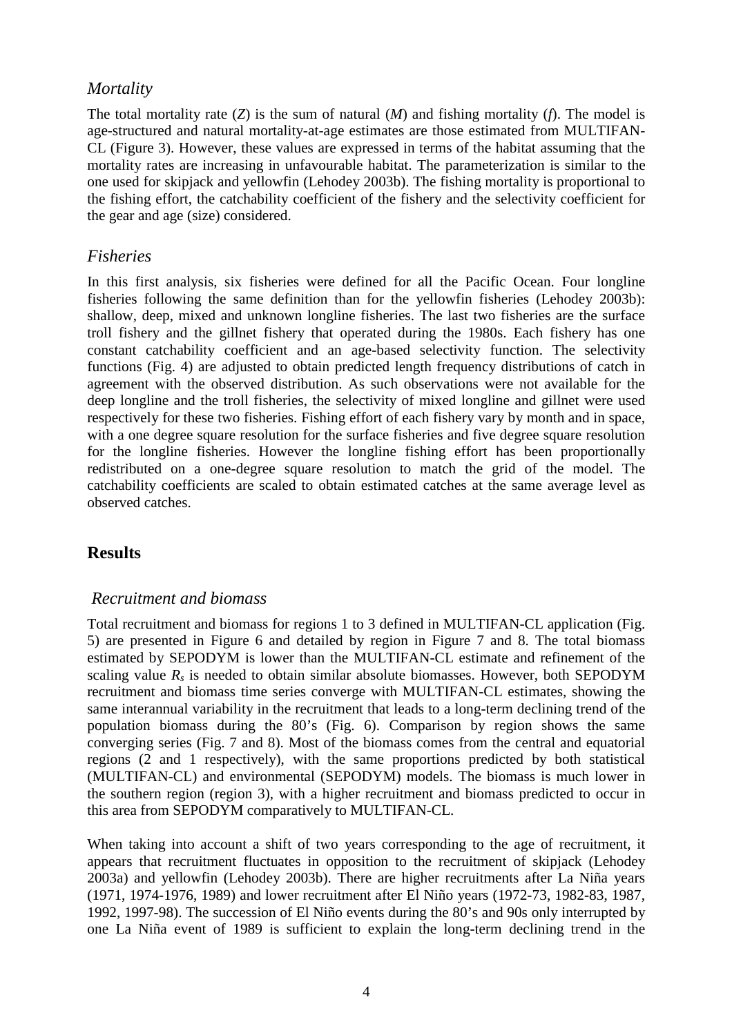### *Mortality*

The total mortality rate ($Z$) is the sum of natural ($M$) and fishing mortality ($f$). The model is age-structured and natural mortality-at-age estimates are those estimated from MULTIFAN-CL (Figure 3). However, these values are expressed in terms of the habitat assuming that the mortality rates are increasing in unfavourable habitat. The parameterization is similar to the one used for skipjack and yellowfin (Lehodey 2003b). The fishing mortality is proportional to the fishing effort, the catchability coefficient of the fishery and the selectivity coefficient for the gear and age (size) considered.

### *Fisheries*

In this first analysis, six fisheries were defined for all the Pacific Ocean. Four longline fisheries following the same definition than for the yellowfin fisheries (Lehodey 2003b): shallow, deep, mixed and unknown longline fisheries. The last two fisheries are the surface troll fishery and the gillnet fishery that operated during the 1980s. Each fishery has one constant catchability coefficient and an age-based selectivity function. The selectivity functions (Fig. 4) are adjusted to obtain predicted length frequency distributions of catch in agreement with the observed distribution. As such observations were not available for the deep longline and the troll fisheries, the selectivity of mixed longline and gillnet were used respectively for these two fisheries. Fishing effort of each fishery vary by month and in space, with a one degree square resolution for the surface fisheries and five degree square resolution for the longline fisheries. However the longline fishing effort has been proportionally redistributed on a one-degree square resolution to match the grid of the model. The catchability coefficients are scaled to obtain estimated catches at the same average level as observed catches.

## Results

### *Recruitment and biomass*

Total recruitment and biomass for regions 1 to 3 defined in MULTIFAN-CL application (Fig. 5) are presented in Figure 6 and detailed by region in Figure 7 and 8. The total biomass estimated by SEPODYM is lower than the MULTIFAN-CL estimate and refinement of the scaling value $R_s$ is needed to obtain similar absolute biomasses. However, both SEPODYM recruitment and biomass time series converge with MULTIFAN-CL estimates, showing the same interannual variability in the recruitment that leads to a long-term declining trend of the population biomass during the 80's (Fig. 6). Comparison by region shows the same converging series (Fig. 7 and 8). Most of the biomass comes from the central and equatorial regions (2 and 1 respectively), with the same proportions predicted by both statistical (MULTIFAN-CL) and environmental (SEPODYM) models. The biomass is much lower in the southern region (region 3), with a higher recruitment and biomass predicted to occur in this area from SEPODYM comparatively to MULTIFAN-CL.

When taking into account a shift of two years corresponding to the age of recruitment, it appears that recruitment fluctuates in opposition to the recruitment of skipjack (Lehodey 2003a) and yellowfin (Lehodey 2003b). There are higher recruitments after La Niña years (1971, 1974-1976, 1989) and lower recruitment after El Niño years (1972-73, 1982-83, 1987, 1992, 1997-98). The succession of El Niño events during the 80's and 90s only interrupted by one La Niña event of 1989 is sufficient to explain the long-term declining trend in the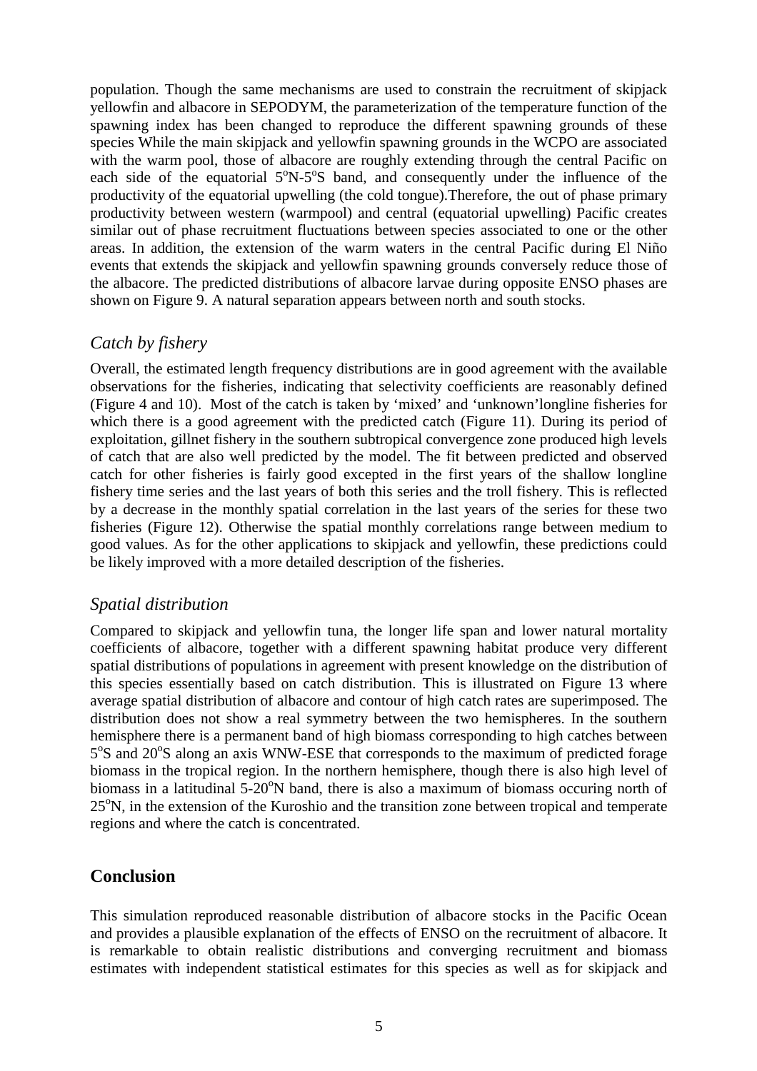population. Though the same mechanisms are used to constrain the recruitment of skipjack yellowfin and albacore in SEPODYM, the parameterization of the temperature function of the spawning index has been changed to reproduce the different spawning grounds of these species While the main skipjack and yellowfin spawning grounds in the WCPO are associated with the warm pool, those of albacore are roughly extending through the central Pacific on each side of the equatorial 5°N-5°S band, and consequently under the influence of the productivity of the equatorial upwelling (the cold tongue).Therefore, the out of phase primary productivity between western (warmpool) and central (equatorial upwelling) Pacific creates similar out of phase recruitment fluctuations between species associated to one or the other areas. In addition, the extension of the warm waters in the central Pacific during El Niño events that extends the skipjack and yellowfin spawning grounds conversely reduce those of the albacore. The predicted distributions of albacore larvae during opposite ENSO phases are shown on Figure 9. A natural separation appears between north and south stocks.

### *Catch by fishery*

Overall, the estimated length frequency distributions are in good agreement with the available observations for the fisheries, indicating that selectivity coefficients are reasonably defined (Figure 4 and 10). Most of the catch is taken by 'mixed' and 'unknown'longline fisheries for which there is a good agreement with the predicted catch (Figure 11). During its period of exploitation, gillnet fishery in the southern subtropical convergence zone produced high levels of catch that are also well predicted by the model. The fit between predicted and observed catch for other fisheries is fairly good excepted in the first years of the shallow longline fishery time series and the last years of both this series and the troll fishery. This is reflected by a decrease in the monthly spatial correlation in the last years of the series for these two fisheries (Figure 12). Otherwise the spatial monthly correlations range between medium to good values. As for the other applications to skipjack and yellowfin, these predictions could be likely improved with a more detailed description of the fisheries.

### *Spatial distribution*

Compared to skipjack and yellowfin tuna, the longer life span and lower natural mortality coefficients of albacore, together with a different spawning habitat produce very different spatial distributions of populations in agreement with present knowledge on the distribution of this species essentially based on catch distribution. This is illustrated on Figure 13 where average spatial distribution of albacore and contour of high catch rates are superimposed. The distribution does not show a real symmetry between the two hemispheres. In the southern hemisphere there is a permanent band of high biomass corresponding to high catches between 5°S and 20°S along an axis WNW-ESE that corresponds to the maximum of predicted forage biomass in the tropical region. In the northern hemisphere, though there is also high level of biomass in a latitudinal 5-20°N band, there is also a maximum of biomass occuring north of 25°N, in the extension of the Kuroshio and the transition zone between tropical and temperate regions and where the catch is concentrated.

## Conclusion

This simulation reproduced reasonable distribution of albacore stocks in the Pacific Ocean and provides a plausible explanation of the effects of ENSO on the recruitment of albacore. It is remarkable to obtain realistic distributions and converging recruitment and biomass estimates with independent statistical estimates for this species as well as for skipjack and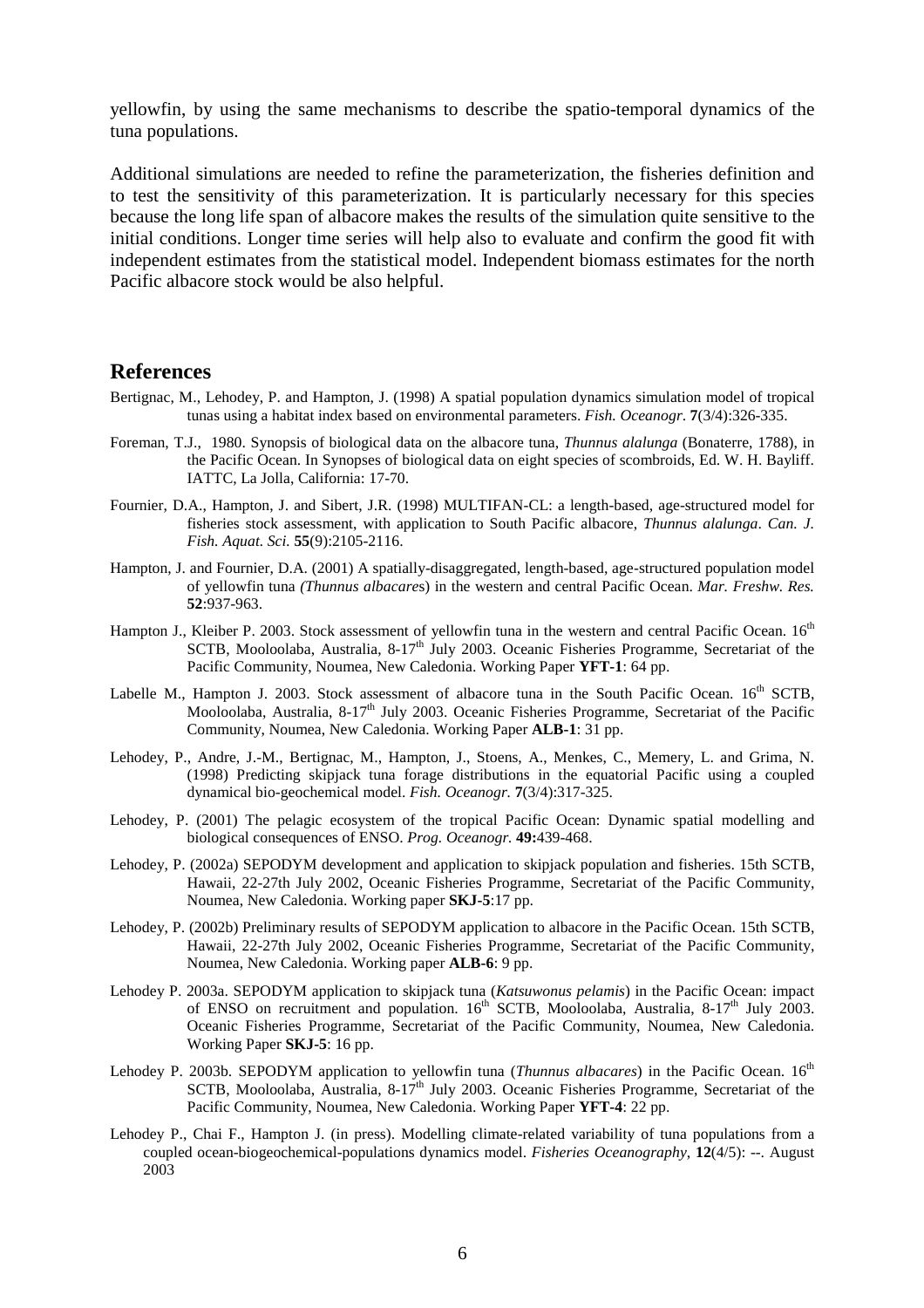yellowfin, by using the same mechanisms to describe the spatio-temporal dynamics of the tuna populations.

Additional simulations are needed to refine the parameterization, the fisheries definition and to test the sensitivity of this parameterization. It is particularly necessary for this species because the long life span of albacore makes the results of the simulation quite sensitive to the initial conditions. Longer time series will help also to evaluate and confirm the good fit with independent estimates from the statistical model. Independent biomass estimates for the north Pacific albacore stock would be also helpful.

## References

Bertignac, M., Lehodey, P. and Hampton, J. (1998) A spatial population dynamics simulation model of tropical tunas using a habitat index based on environmental parameters. *Fish. Oceanogr.* **7**(3/4):326-335.

Foreman, T.J., 1980. Synopsis of biological data on the albacore tuna, *Thunnus alalunga* (Bonaterre, 1788), in the Pacific Ocean. In Synopses of biological data on eight species of scombroids, Ed. W. H. Bayliff. IATTC, La Jolla, California: 17-70.

Fournier, D.A., Hampton, J. and Sibert, J.R. (1998) MULTIFAN-CL: a length-based, age-structured model for fisheries stock assessment, with application to South Pacific albacore, *Thunnus alalunga*. *Can. J. Fish. Aquat. Sci.* **55**(9):2105-2116.

Hampton, J. and Fournier, D.A. (2001) A spatially-disaggregated, length-based, age-structured population model of yellowfin tuna *(Thunnus albacares*) in the western and central Pacific Ocean. *Mar. Freshw. Res.* **52**:937-963.

Hampton J., Kleiber P. 2003. Stock assessment of yellowfin tuna in the western and central Pacific Ocean. 16th SCTB, Mooloolaba, Australia, 8-17th July 2003. Oceanic Fisheries Programme, Secretariat of the Pacific Community, Noumea, New Caledonia. Working Paper **YFT-1**: 64 pp.

Labelle M., Hampton J. 2003. Stock assessment of albacore tuna in the South Pacific Ocean. 16th SCTB, Mooloolaba, Australia, 8-17th July 2003. Oceanic Fisheries Programme, Secretariat of the Pacific Community, Noumea, New Caledonia. Working Paper **ALB-1**: 31 pp.

Lehodey, P., Andre, J.-M., Bertignac, M., Hampton, J., Stoens, A., Menkes, C., Memery, L. and Grima, N. (1998) Predicting skipjack tuna forage distributions in the equatorial Pacific using a coupled dynamical bio-geochemical model. *Fish. Oceanogr.* **7**(3/4):317-325.

Lehodey, P. (2001) The pelagic ecosystem of the tropical Pacific Ocean: Dynamic spatial modelling and biological consequences of ENSO. *Prog. Oceanogr.* **49:**439-468.

Lehodey, P. (2002a) SEPODYM development and application to skipjack population and fisheries. 15th SCTB, Hawaii, 22-27th July 2002, Oceanic Fisheries Programme, Secretariat of the Pacific Community, Noumea, New Caledonia. Working paper **SKJ-5**:17 pp.

Lehodey, P. (2002b) Preliminary results of SEPODYM application to albacore in the Pacific Ocean. 15th SCTB, Hawaii, 22-27th July 2002, Oceanic Fisheries Programme, Secretariat of the Pacific Community, Noumea, New Caledonia. Working paper **ALB-6**: 9 pp.

Lehodey P. 2003a. SEPODYM application to skipjack tuna (*Katsuwonus pelamis*) in the Pacific Ocean: impact of ENSO on recruitment and population. 16th SCTB, Mooloolaba, Australia, 8-17th July 2003. Oceanic Fisheries Programme, Secretariat of the Pacific Community, Noumea, New Caledonia. Working Paper **SKJ-5**: 16 pp.

Lehodey P. 2003b. SEPODYM application to yellowfin tuna (*Thunnus albacares*) in the Pacific Ocean. 16th SCTB, Mooloolaba, Australia, 8-17th July 2003. Oceanic Fisheries Programme, Secretariat of the Pacific Community, Noumea, New Caledonia. Working Paper **YFT-4**: 22 pp.

Lehodey P., Chai F., Hampton J. (in press). Modelling climate-related variability of tuna populations from a coupled ocean-biogeochemical-populations dynamics model. *Fisheries Oceanography*, **12**(4/5): --. August 2003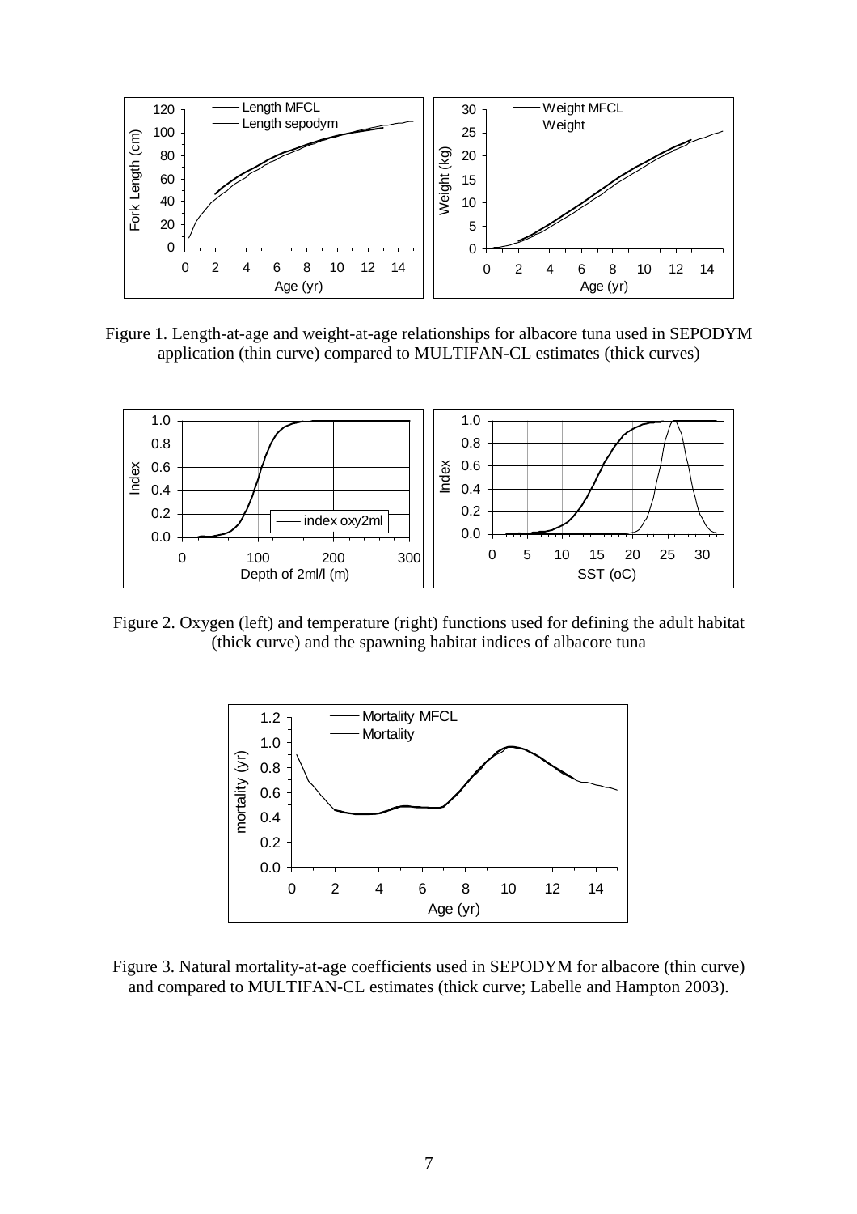Figure 1. Length-at-age and weight-at-age relationships for albacore tuna used in SEPODYM application (thin curve) compared to MULTIFAN-CL estimates (thick curves)

Figure 2. Oxygen (left) and temperature (right) functions used for defining the adult habitat (thick curve) and the spawning habitat indices of albacore tuna

Figure 3. Natural mortality-at-age coefficients used in SEPODYM for albacore (thin curve) and compared to MULTIFAN-CL estimates (thick curve; Labelle and Hampton 2003).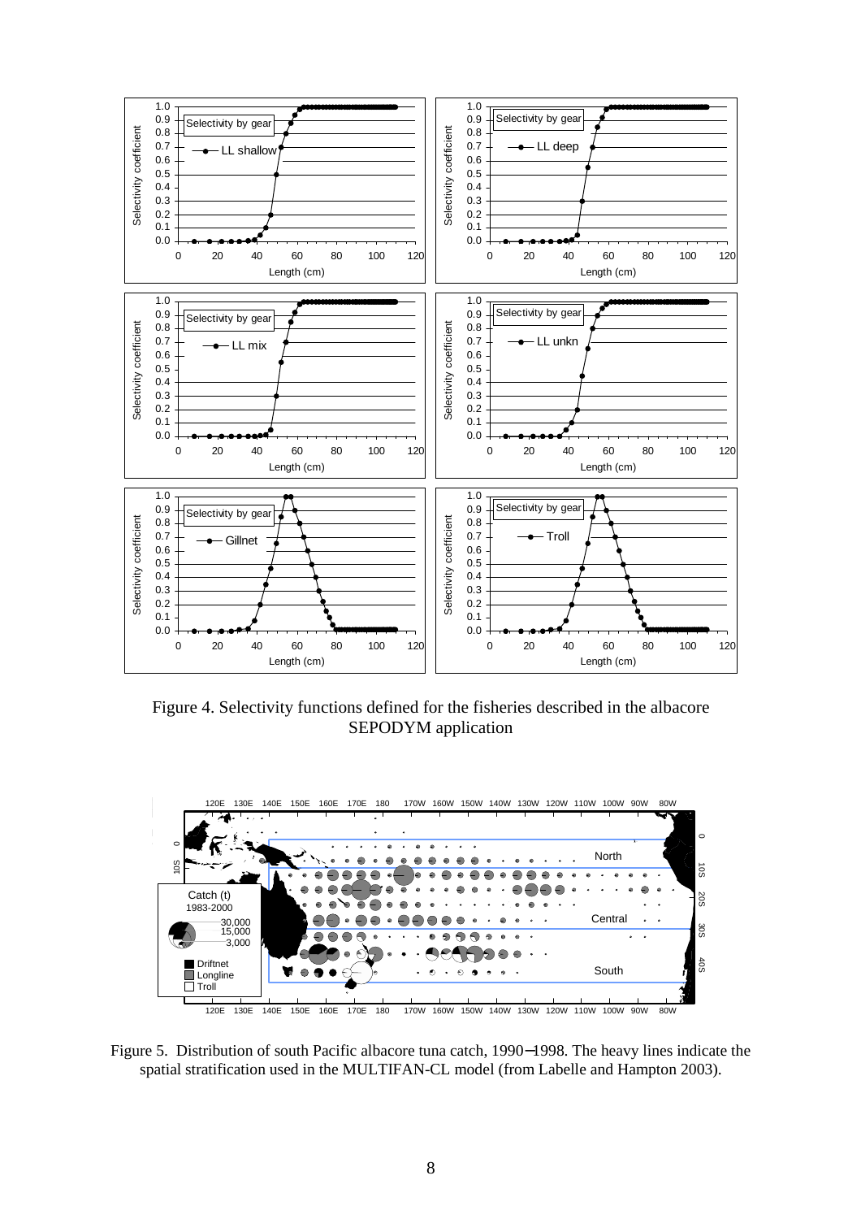Figure 4. Selectivity functions defined for the fisheries described in the albacore SEPODYM application

Figure 5. Distribution of south Pacific albacore tuna catch, 1990–1998. The heavy lines indicate the spatial stratification used in the MULTIFAN-CL model (from Labelle and Hampton 2003).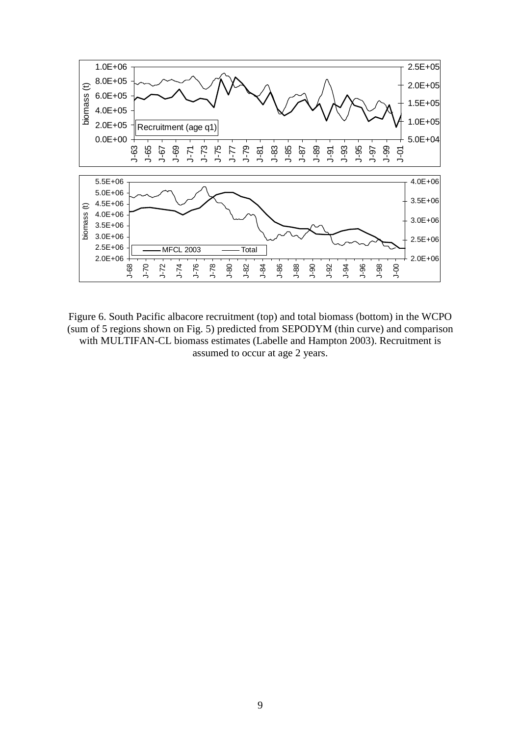Figure 6. South Pacific albacore recruitment (top) and total biomass (bottom) in the WCPO (sum of 5 regions shown on Fig. 5) predicted from SEPODYM (thin curve) and comparison with MULTIFAN-CL biomass estimates (Labelle and Hampton 2003). Recruitment is assumed to occur at age 2 years.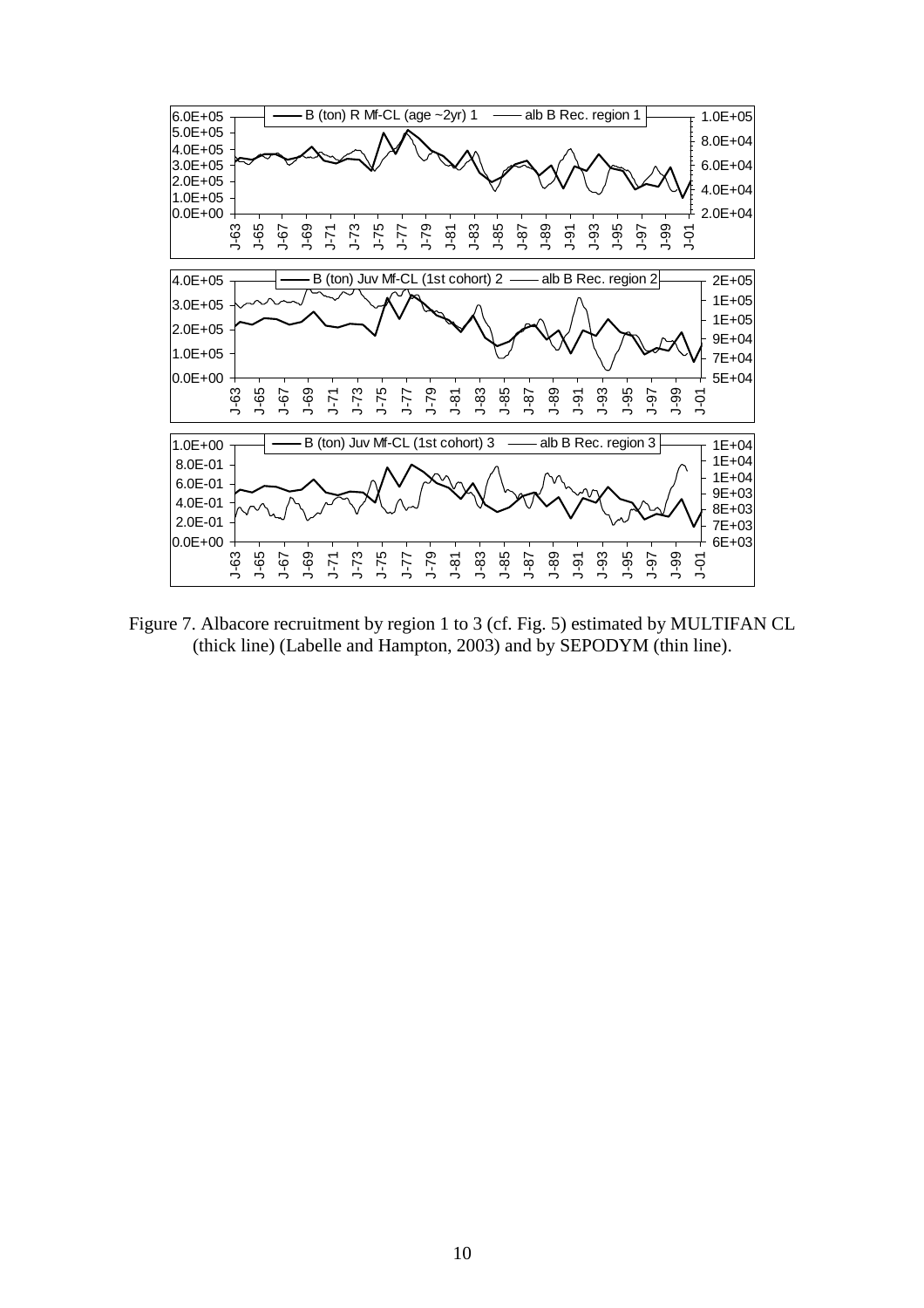Figure 7. Albacore recruitment by region 1 to 3 (cf. Fig. 5) estimated by MULTIFAN CL (thick line) (Labelle and Hampton, 2003) and by SEPODYM (thin line).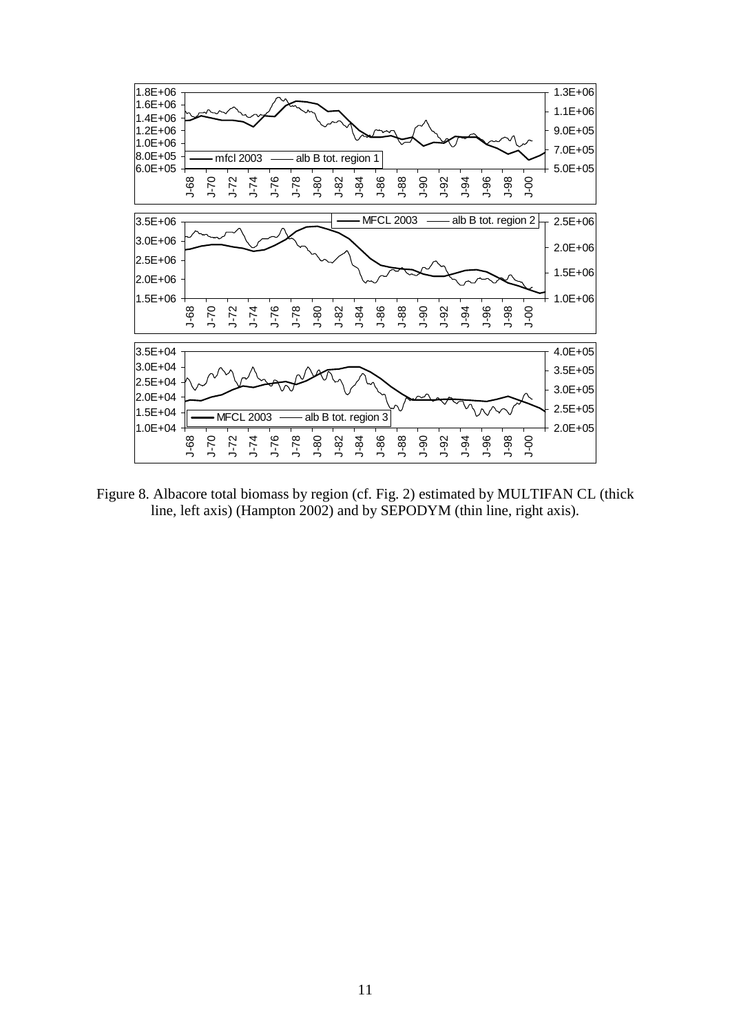Figure 8. Albacore total biomass by region (cf. Fig. 2) estimated by MULTIFAN CL (thick line, left axis) (Hampton 2002) and by SEPODYM (thin line, right axis).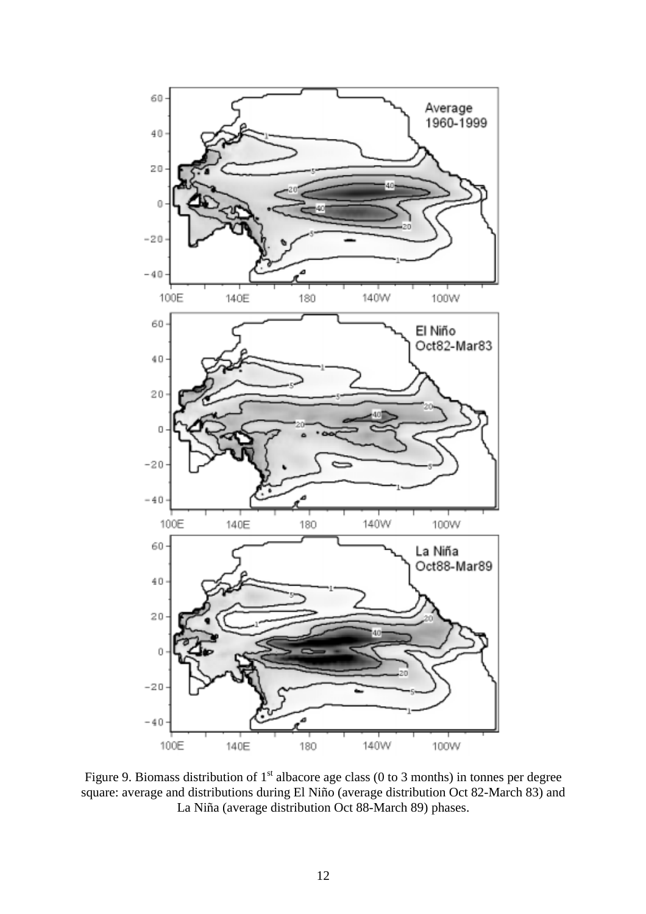Figure 9. Biomass distribution of 1st albacore age class (0 to 3 months) in tonnes per degree square: average and distributions during El Niño (average distribution Oct 82-March 83) and La Niña (average distribution Oct 88-March 89) phases.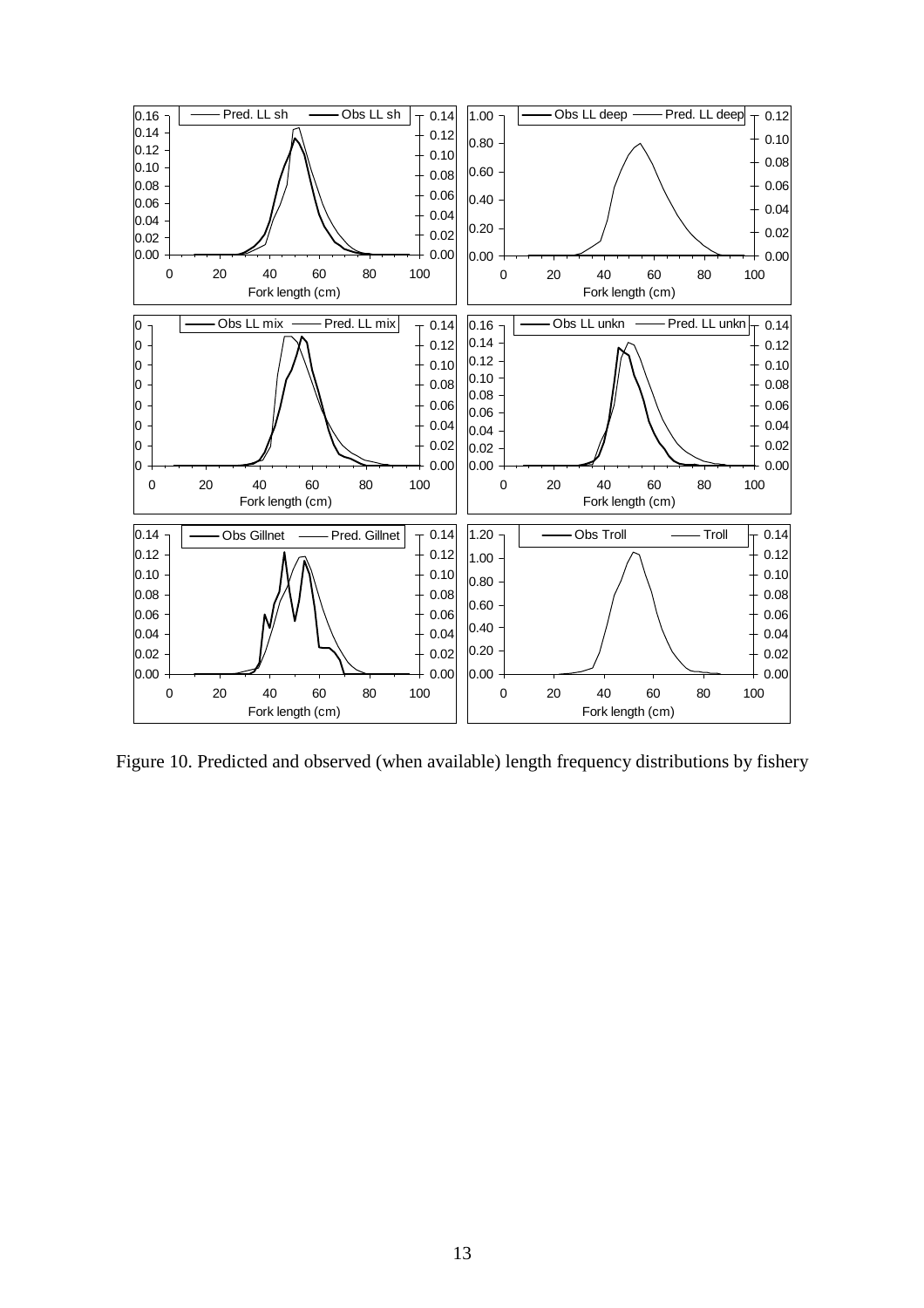Figure 10. Predicted and observed (when available) length frequency distributions by fishery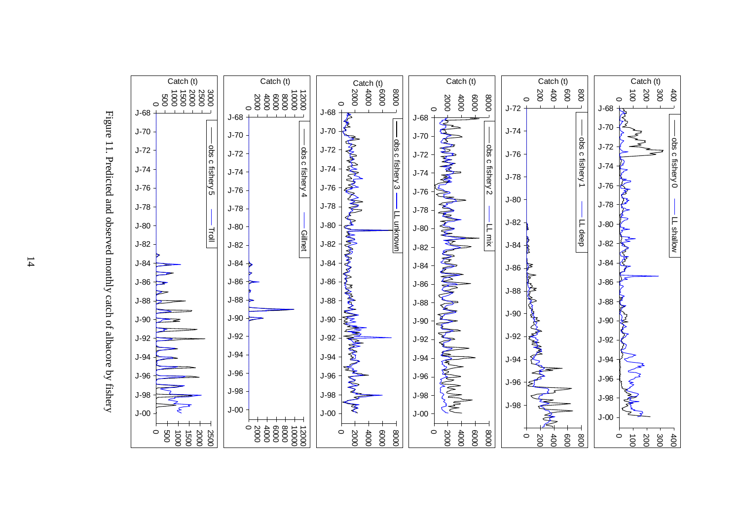Figure 11. Predicted and observed monthly catch of albacore by fishery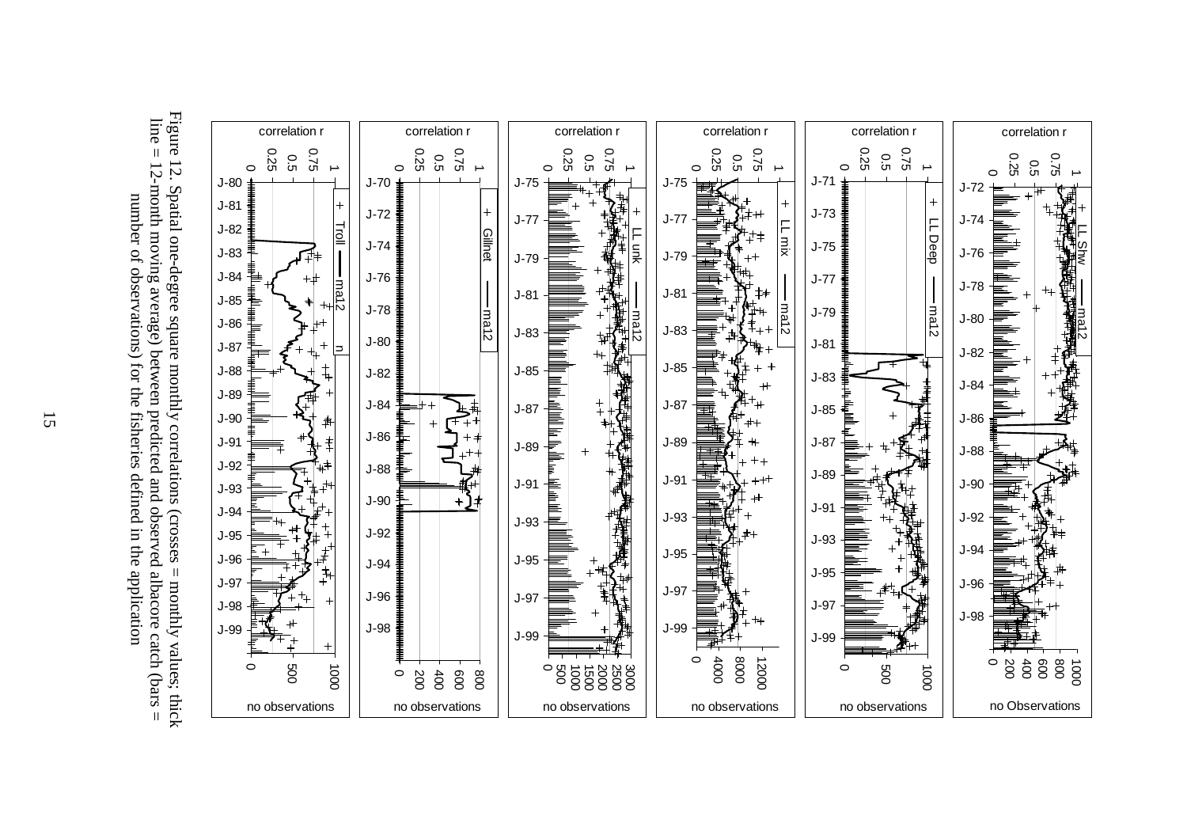Figure 12. Spatial one-degree square monthly correlations (crosses = monthly values; thick line = 12-month moving average) between predicted and observed albacore catch (bars = number of observations) for the fisheries defined in the application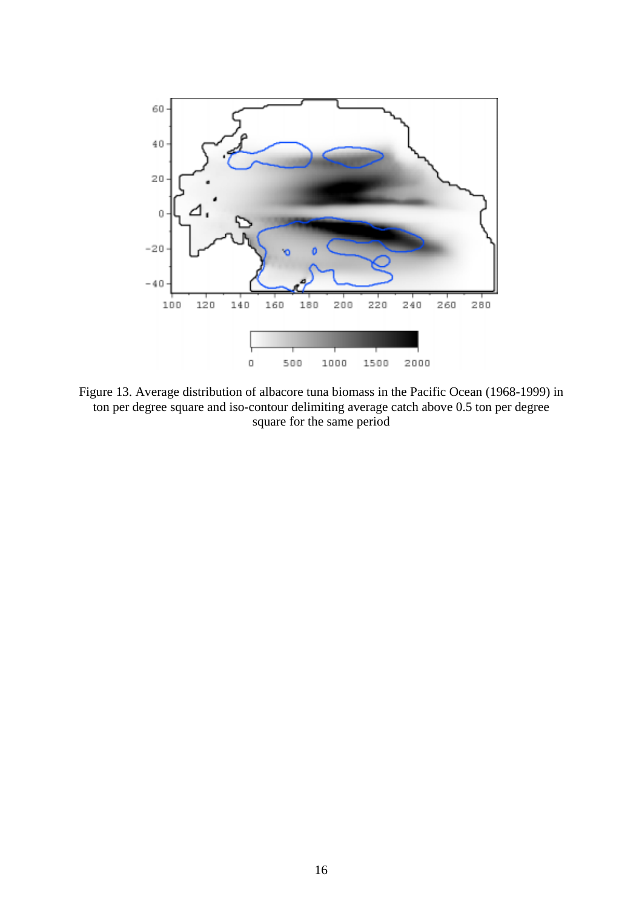60
40
20
0
-20
-40
100 120 140 160 180 200 220 240 260 280

0 500 1000 1500 2000

Figure 13. Average distribution of albacore tuna biomass in the Pacific Ocean (1968-1999) in ton per degree square and iso-contour delimiting average catch above 0.5 ton per degree square for the same period